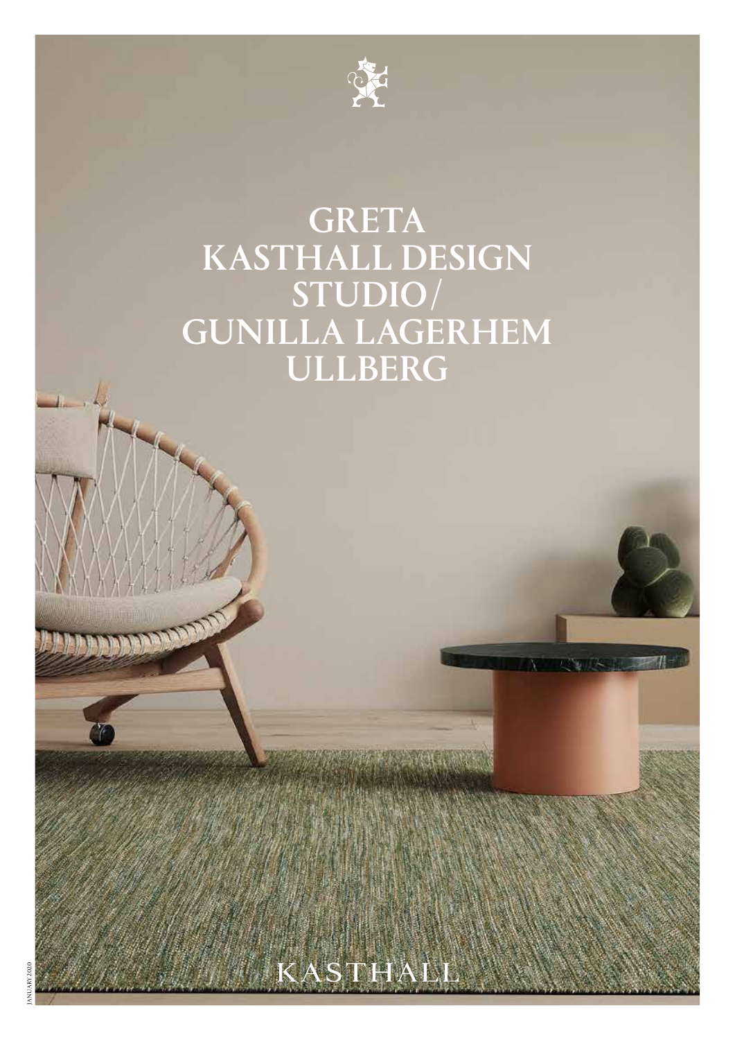# GRETA
# KASTHALL DESIGN STUDIO/ GUNILLA LAGERHEM ULLBERG

KASTHALL

JANUARY 2020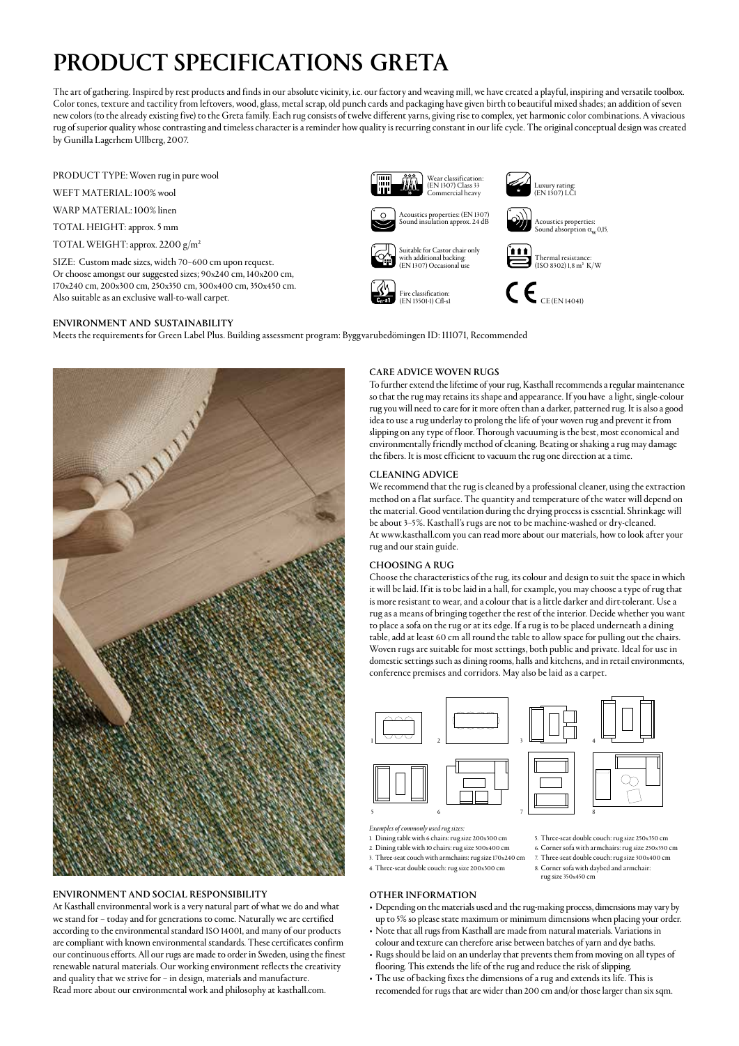# PRODUCT SPECIFICATIONS GRETA

The art of gathering. Inspired by rest products and finds in our absolute vicinity, i.e. our factory and weaving mill, we have created a playful, inspiring and versatile toolbox. Color tones, texture and tactility from leftovers, wood, glass, metal scrap, old punch cards and packaging have given birth to beautiful mixed shades; an addition of seven new colors (to the already existing five) to the Greta family. Each rug consists of twelve different yarns, giving rise to complex, yet harmonic color combinations. A vivacious rug of superior quality whose contrasting and timeless character is a reminder how quality is recurring constant in our life cycle. The original conceptual design was created by Gunilla Lagerhem Ullberg, 2007.

PRODUCT TYPE: Woven rug in pure wool

WEFT MATERIAL: 100% wool

WARP MATERIAL: 100% linen

TOTAL HEIGHT: approx. 5 mm

TOTAL WEIGHT: approx. 2200 g/m²

SIZE: Custom made sizes, width 70–600 cm upon request.
Or choose amongst our suggested sizes; 90x240 cm, 140x200 cm, 170x240 cm, 200x300 cm, 250x350 cm, 300x400 cm, 350x450 cm.
Also suitable as an exclusive wall-to-wall carpet.

Wear classification: (EN 1307) Class 33 Commercial heavy

Luxury rating: (EN 1307) LC1

Acoustics properties: (EN 1307) Sound insulation approx. 24 dB

Acoustics properties: Sound absorption $\alpha_w$ 0,15.

Suitable for Castor chair only with additional backing: (EN 1307) Occasional use

Thermal resistance: (ISO 8302) 1,8 m² K/W

Fire classification: (EN 13501-1) Cfl-s1

CE (EN 14041)

## ENVIRONMENT AND SUSTAINABILITY

Meets the requirements for Green Label Plus. Building assessment program: Byggvarubedömingen ID: 111071, Recommended

## ENVIRONMENT AND SOCIAL RESPONSIBILITY

At Kasthall environmental work is a very natural part of what we do and what we stand for – today and for generations to come. Naturally we are certified according to the environmental standard ISO 14001, and many of our products are compliant with known environmental standards. These certificates confirm our continuous efforts. All our rugs are made to order in Sweden, using the finest renewable natural materials. Our working environment reflects the creativity and quality that we strive for – in design, materials and manufacture.
Read more about our environmental work and philosophy at kasthall.com.

## CARE ADVICE WOVEN RUGS

To further extend the lifetime of your rug, Kasthall recommends a regular maintenance so that the rug may retains its shape and appearance. If you have a light, single-colour rug you will need to care for it more often than a darker, patterned rug. It is also a good idea to use a rug underlay to prolong the life of your woven rug and prevent it from slipping on any type of floor. Thorough vacuuming is the best, most economical and environmentally friendly method of cleaning. Beating or shaking a rug may damage the fibers. It is most efficient to vacuum the rug one direction at a time.

## CLEANING ADVICE

We recommend that the rug is cleaned by a professional cleaner, using the extraction method on a flat surface. The quantity and temperature of the water will depend on the material. Good ventilation during the drying process is essential. Shrinkage will be about 3–5%. Kasthall's rugs are not to be machine-washed or dry-cleaned.
At www.kasthall.com you can read more about our materials, how to look after your rug and our stain guide.

## CHOOSING A RUG

Choose the characteristics of the rug, its colour and design to suit the space in which it will be laid. If it is to be laid in a hall, for example, you may choose a type of rug that is more resistant to wear, and a colour that is a little darker and dirt-tolerant. Use a rug as a means of bringing together the rest of the interior. Decide whether you want to place a sofa on the rug or at its edge. If a rug is to be placed underneath a dining table, add at least 60 cm all round the table to allow space for pulling out the chairs. Woven rugs are suitable for most settings, both public and private. Ideal for use in domestic settings such as dining rooms, halls and kitchens, and in retail environments, conference premises and corridors. May also be laid as a carpet.

*Examples of commonly used rug sizes:*

1. Dining table with 6 chairs: rug size 200x300 cm
2. Dining table with 10 chairs: rug size 300x400 cm
3. Three-seat couch with armchairs: rug size 170x240 cm
4. Three-seat double couch: rug size 200x300 cm
5. Three-seat double couch: rug size 250x350 cm
6. Corner sofa with armchairs: rug size 250x350 cm
7. Three-seat double couch: rug size 300x400 cm
8. Corner sofa with daybed and armchair: rug size 350x450 cm

## OTHER INFORMATION

- Depending on the materials used and the rug-making process, dimensions may vary by up to 5% so please state maximum or minimum dimensions when placing your order.
- Note that all rugs from Kasthall are made from natural materials. Variations in colour and texture can therefore arise between batches of yarn and dye baths.
- Rugs should be laid on an underlay that prevents them from moving on all types of flooring. This extends the life of the rug and reduce the risk of slipping.
- The use of backing fixes the dimensions of a rug and extends its life. This is recomended for rugs that are wider than 200 cm and/or those larger than six sqm.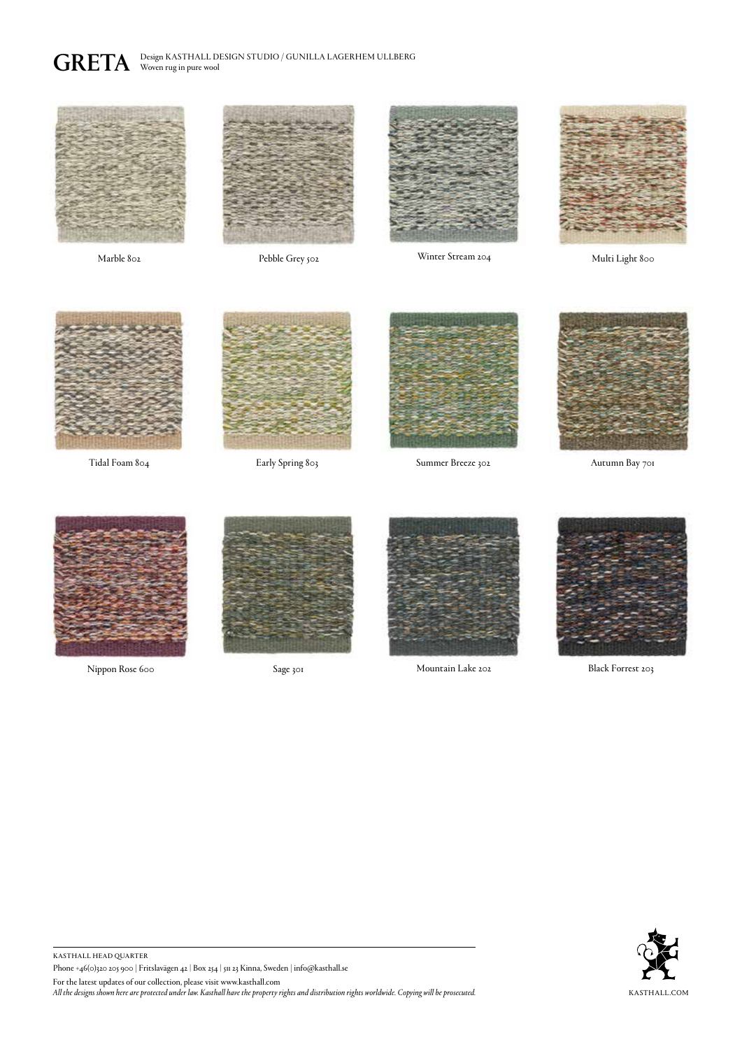# GRETA

Design KASTHALL DESIGN STUDIO / GUNILLA LAGERHEM ULLBERG
Woven rug in pure wool

Marble 802

Pebble Grey 502

Winter Stream 204

Multi Light 800

Tidal Foam 804

Early Spring 803

Summer Breeze 302

Autumn Bay 701

Nippon Rose 600

Sage 301

Mountain Lake 202

Black Forrest 203

KASTHALL HEAD QUARTER

Phone +46(0)320 205 900 | Fritslavägen 42 | Box 254 | 511 23 Kinna, Sweden | info@kasthall.se

For the latest updates of our collection, please visit www.kasthall.com

*All the designs shown here are protected under law. Kasthall have the property rights and distribution rights worldwide. Copying will be prosecuted.*

KASTHALL.COM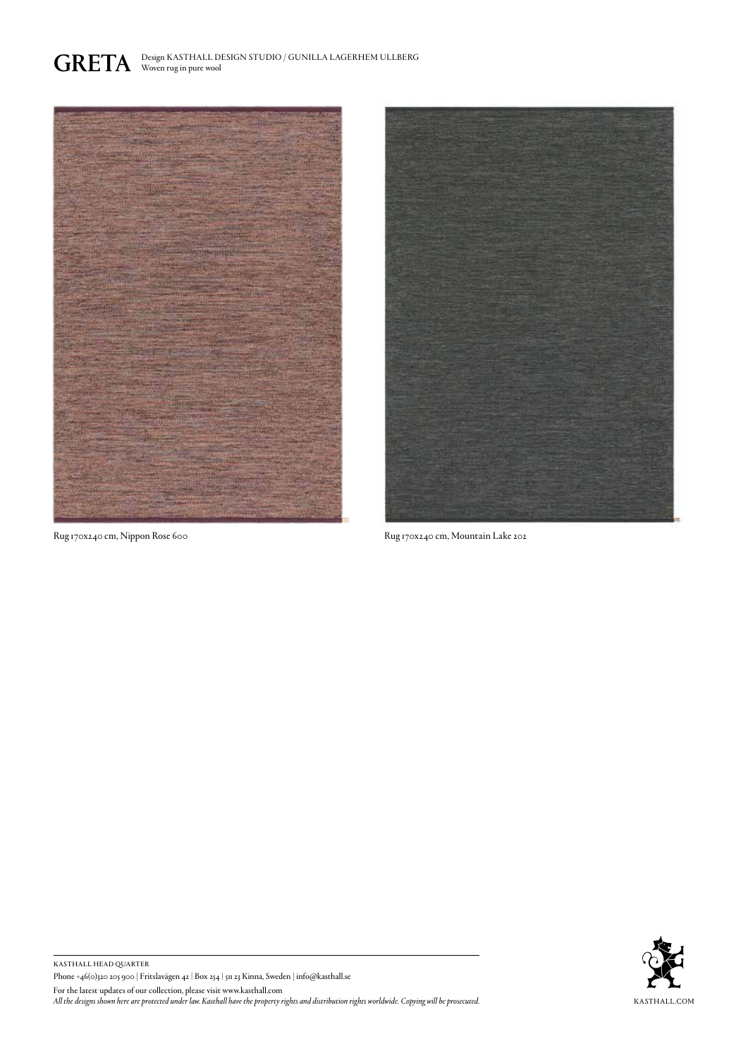# GRETA

Design KASTHALL DESIGN STUDIO / GUNILLA LAGERHEM ULLBERG
Woven rug in pure wool

Rug 170x240 cm, Nippon Rose 600

Rug 170x240 cm, Mountain Lake 202

KASTHALL HEAD QUARTER

Phone +46(0)320 205 900 | Fritslavägen 42 | Box 254 | 511 23 Kinna, Sweden | info@kasthall.se

For the latest updates of our collection, please visit www.kasthall.com

*All the designs shown here are protected under law. Kasthall have the property rights and distribution rights worldwide. Copying will be prosecuted.*

KASTHALL.COM